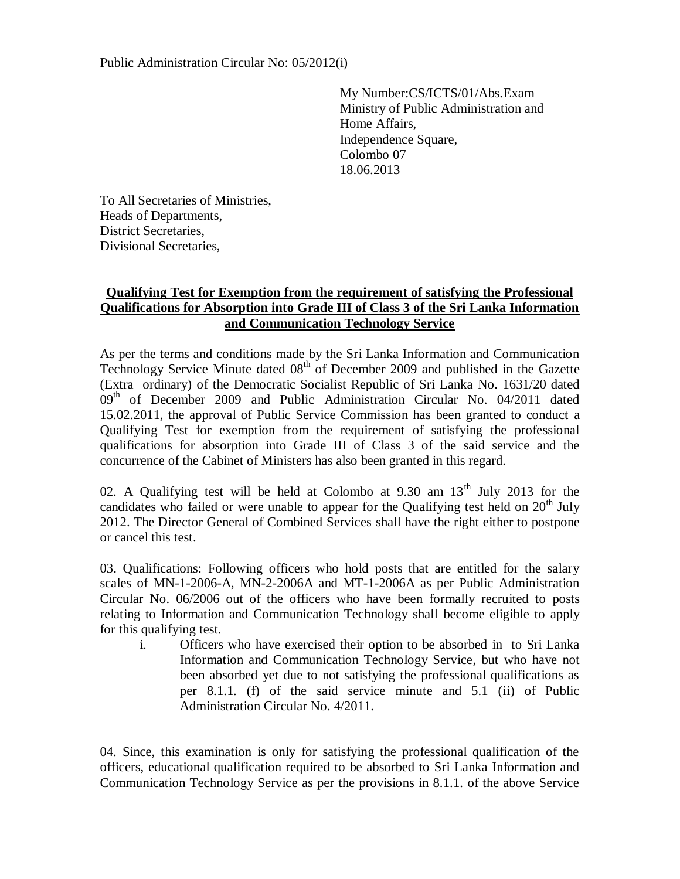Public Administration Circular No: 05/2012(i)

My Number:CS/ICTS/01/Abs.Exam
Ministry of Public Administration and
Home Affairs,
Independence Square,
Colombo 07
18.06.2013

To All Secretaries of Ministries,
Heads of Departments,
District Secretaries,
Divisional Secretaries,

**Qualifying Test for Exemption from the requirement of satisfying the Professional Qualifications for Absorption into Grade III of Class 3 of the Sri Lanka Information and Communication Technology Service**

As per the terms and conditions made by the Sri Lanka Information and Communication Technology Service Minute dated 08th of December 2009 and published in the Gazette (Extra ordinary) of the Democratic Socialist Republic of Sri Lanka No. 1631/20 dated 09th of December 2009 and Public Administration Circular No. 04/2011 dated 15.02.2011, the approval of Public Service Commission has been granted to conduct a Qualifying Test for exemption from the requirement of satisfying the professional qualifications for absorption into Grade III of Class 3 of the said service and the concurrence of the Cabinet of Ministers has also been granted in this regard.

02. A Qualifying test will be held at Colombo at 9.30 am 13th July 2013 for the candidates who failed or were unable to appear for the Qualifying test held on 20th July 2012. The Director General of Combined Services shall have the right either to postpone or cancel this test.

03. Qualifications: Following officers who hold posts that are entitled for the salary scales of MN-1-2006-A, MN-2-2006A and MT-1-2006A as per Public Administration Circular No. 06/2006 out of the officers who have been formally recruited to posts relating to Information and Communication Technology shall become eligible to apply for this qualifying test.

i. Officers who have exercised their option to be absorbed in to Sri Lanka Information and Communication Technology Service, but who have not been absorbed yet due to not satisfying the professional qualifications as per 8.1.1. (f) of the said service minute and 5.1 (ii) of Public Administration Circular No. 4/2011.

04. Since, this examination is only for satisfying the professional qualification of the officers, educational qualification required to be absorbed to Sri Lanka Information and Communication Technology Service as per the provisions in 8.1.1. of the above Service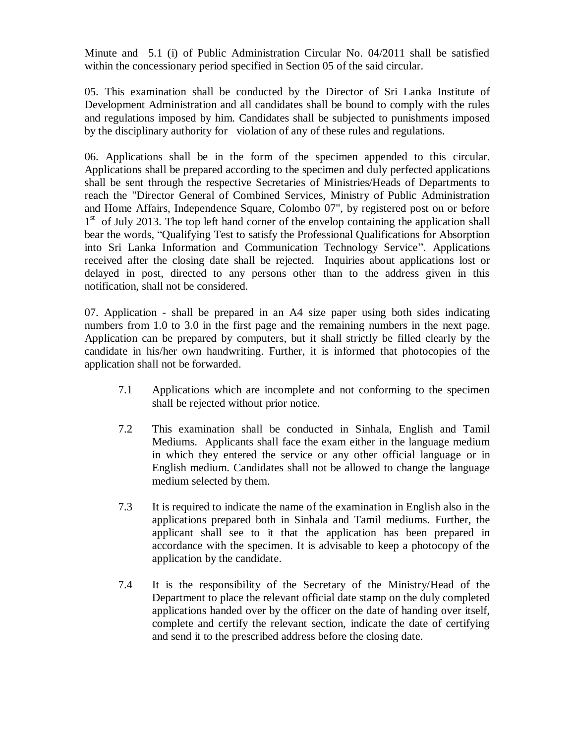Minute and 5.1 (i) of Public Administration Circular No. 04/2011 shall be satisfied within the concessionary period specified in Section 05 of the said circular.

05. This examination shall be conducted by the Director of Sri Lanka Institute of Development Administration and all candidates shall be bound to comply with the rules and regulations imposed by him. Candidates shall be subjected to punishments imposed by the disciplinary authority for violation of any of these rules and regulations.

06. Applications shall be in the form of the specimen appended to this circular. Applications shall be prepared according to the specimen and duly perfected applications shall be sent through the respective Secretaries of Ministries/Heads of Departments to reach the "Director General of Combined Services, Ministry of Public Administration and Home Affairs, Independence Square, Colombo 07", by registered post on or before 1st of July 2013. The top left hand corner of the envelop containing the application shall bear the words, "Qualifying Test to satisfy the Professional Qualifications for Absorption into Sri Lanka Information and Communication Technology Service". Applications received after the closing date shall be rejected. Inquiries about applications lost or delayed in post, directed to any persons other than to the address given in this notification, shall not be considered.

07. Application - shall be prepared in an A4 size paper using both sides indicating numbers from 1.0 to 3.0 in the first page and the remaining numbers in the next page. Application can be prepared by computers, but it shall strictly be filled clearly by the candidate in his/her own handwriting. Further, it is informed that photocopies of the application shall not be forwarded.

- 7.1 Applications which are incomplete and not conforming to the specimen shall be rejected without prior notice.

- 7.2 This examination shall be conducted in Sinhala, English and Tamil Mediums. Applicants shall face the exam either in the language medium in which they entered the service or any other official language or in English medium. Candidates shall not be allowed to change the language medium selected by them.

- 7.3 It is required to indicate the name of the examination in English also in the applications prepared both in Sinhala and Tamil mediums. Further, the applicant shall see to it that the application has been prepared in accordance with the specimen. It is advisable to keep a photocopy of the application by the candidate.

- 7.4 It is the responsibility of the Secretary of the Ministry/Head of the Department to place the relevant official date stamp on the duly completed applications handed over by the officer on the date of handing over itself, complete and certify the relevant section, indicate the date of certifying and send it to the prescribed address before the closing date.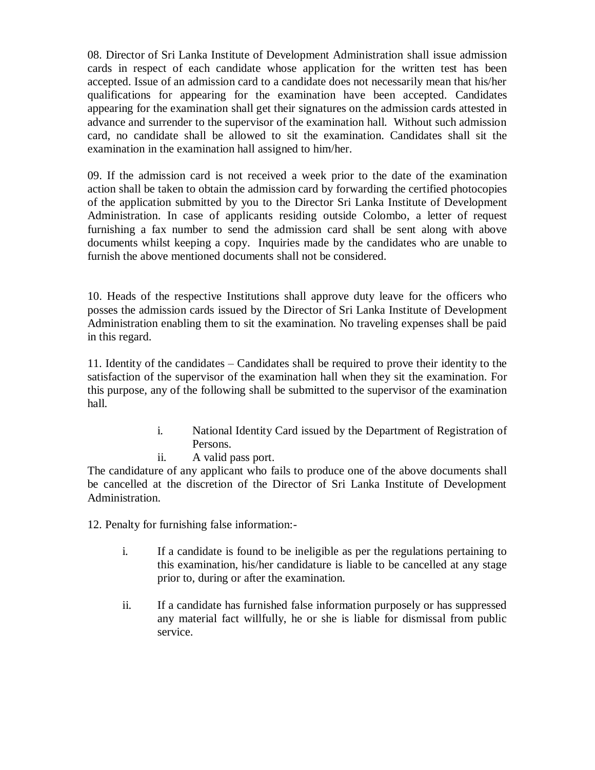08. Director of Sri Lanka Institute of Development Administration shall issue admission cards in respect of each candidate whose application for the written test has been accepted. Issue of an admission card to a candidate does not necessarily mean that his/her qualifications for appearing for the examination have been accepted. Candidates appearing for the examination shall get their signatures on the admission cards attested in advance and surrender to the supervisor of the examination hall. Without such admission card, no candidate shall be allowed to sit the examination. Candidates shall sit the examination in the examination hall assigned to him/her.

09. If the admission card is not received a week prior to the date of the examination action shall be taken to obtain the admission card by forwarding the certified photocopies of the application submitted by you to the Director Sri Lanka Institute of Development Administration. In case of applicants residing outside Colombo, a letter of request furnishing a fax number to send the admission card shall be sent along with above documents whilst keeping a copy. Inquiries made by the candidates who are unable to furnish the above mentioned documents shall not be considered.

10. Heads of the respective Institutions shall approve duty leave for the officers who posses the admission cards issued by the Director of Sri Lanka Institute of Development Administration enabling them to sit the examination. No traveling expenses shall be paid in this regard.

11. Identity of the candidates – Candidates shall be required to prove their identity to the satisfaction of the supervisor of the examination hall when they sit the examination. For this purpose, any of the following shall be submitted to the supervisor of the examination hall.

i. National Identity Card issued by the Department of Registration of Persons.
ii. A valid pass port.

The candidature of any applicant who fails to produce one of the above documents shall be cancelled at the discretion of the Director of Sri Lanka Institute of Development Administration.

12. Penalty for furnishing false information:-

i. If a candidate is found to be ineligible as per the regulations pertaining to this examination, his/her candidature is liable to be cancelled at any stage prior to, during or after the examination.

ii. If a candidate has furnished false information purposely or has suppressed any material fact willfully, he or she is liable for dismissal from public service.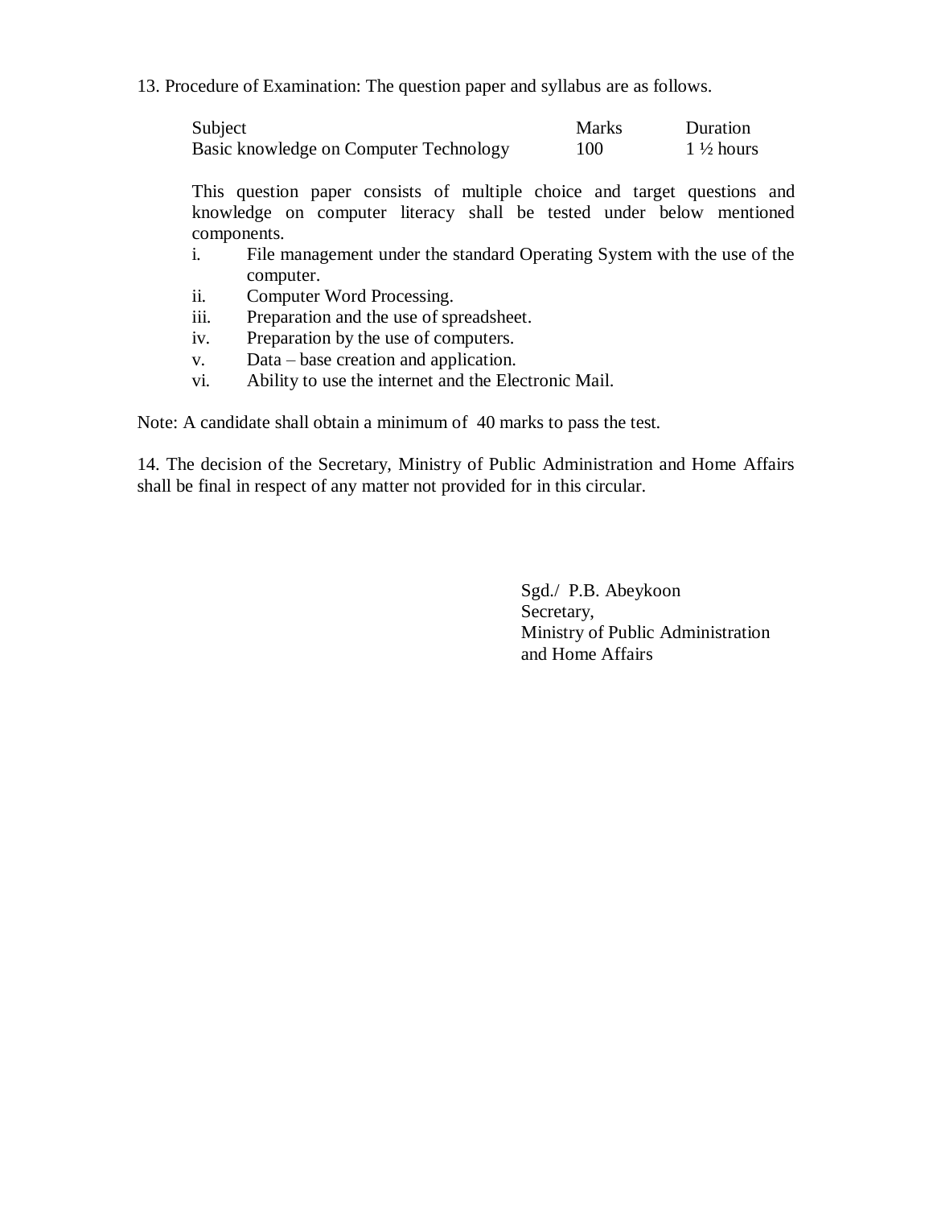13. Procedure of Examination: The question paper and syllabus are as follows.

| Subject | Marks | Duration |
|---|---|---|
| Basic knowledge on Computer Technology | 100 | 1 ½ hours |

This question paper consists of multiple choice and target questions and knowledge on computer literacy shall be tested under below mentioned components.

i. File management under the standard Operating System with the use of the computer.
ii. Computer Word Processing.
iii. Preparation and the use of spreadsheet.
iv. Preparation by the use of computers.
v. Data – base creation and application.
vi. Ability to use the internet and the Electronic Mail.

Note: A candidate shall obtain a minimum of 40 marks to pass the test.

14. The decision of the Secretary, Ministry of Public Administration and Home Affairs shall be final in respect of any matter not provided for in this circular.

Sgd./ P.B. Abeykoon
Secretary,
Ministry of Public Administration
and Home Affairs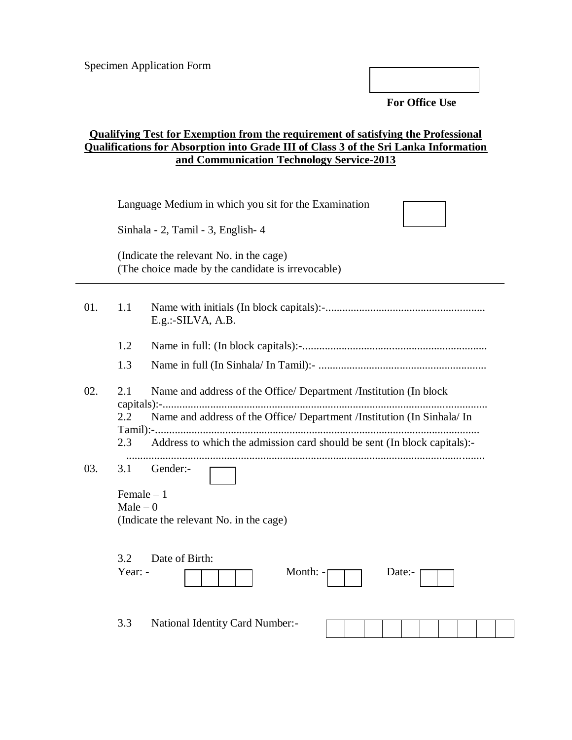Specimen Application Form

| |
|---|
| |

**For Office Use**

**Qualifying Test for Exemption from the requirement of satisfying the Professional Qualifications for Absorption into Grade III of Class 3 of the Sri Lanka Information and Communication Technology Service-2013**

Language Medium in which you sit for the Examination

Sinhala - 2, Tamil - 3, English- 4

(Indicate the relevant No. in the cage)
(The choice made by the candidate is irrevocable)

---

01. 1.1 Name with initials (In block capitals):-.........................................................
E.g.:-SILVA, A.B.

1.2 Name in full: (In block capitals):-..................................................................

1.3 Name in full (In Sinhala/ In Tamil):- ............................................................

02. 2.1 Name and address of the Office/ Department /Institution (In block capitals):-.....................................................................................................................

2.2 Name and address of the Office/ Department /Institution (In Sinhala/ In Tamil):-....................................................................................................................

2.3 Address to which the admission card should be sent (In block capitals):-
...............................................................................................................................

03. 3.1 Gender:-

Female – 1
Male – 0
(Indicate the relevant No. in the cage)

3.2 Date of Birth:

Year: - | | | | |  Month: - | | |  Date:- | | |

3.3 National Identity Card Number:- | | | | | | | | | | |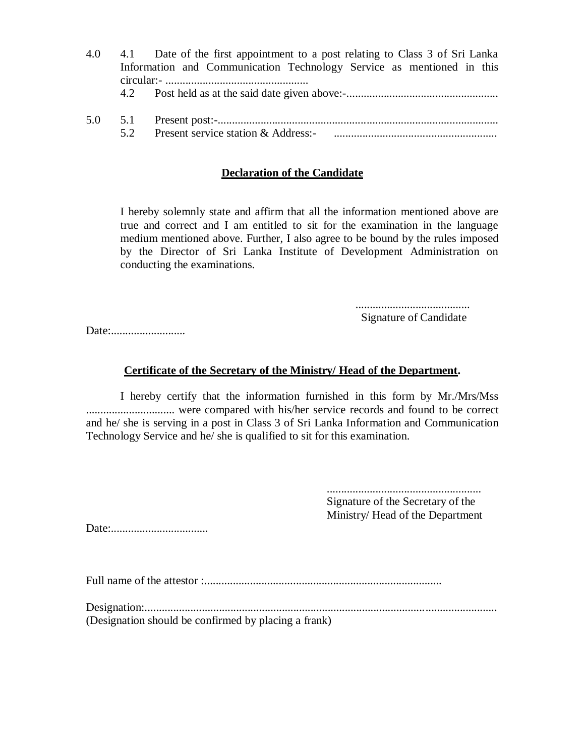4.0 4.1 Date of the first appointment to a post relating to Class 3 of Sri Lanka Information and Communication Technology Service as mentioned in this circular:- ..................................................

4.2 Post held as at the said date given above:-....................................................

5.0 5.1 Present post:-.................................................................................................

5.2 Present service station & Address:- ........................................................

**Declaration of the Candidate**

I hereby solemnly state and affirm that all the information mentioned above are true and correct and I am entitled to sit for the examination in the language medium mentioned above. Further, I also agree to be bound by the rules imposed by the Director of Sri Lanka Institute of Development Administration on conducting the examinations.

........................................
Signature of Candidate

Date:..........................

**Certificate of the Secretary of the Ministry/ Head of the Department.**

I hereby certify that the information furnished in this form by Mr./Mrs/Mss .............................. were compared with his/her service records and found to be correct and he/ she is serving in a post in Class 3 of Sri Lanka Information and Communication Technology Service and he/ she is qualified to sit for this examination.

......................................................
Signature of the Secretary of the Ministry/ Head of the Department

Date:..................................

Full name of the attestor :...................................................................................

Designation:..........................................................................................................................
(Designation should be confirmed by placing a frank)